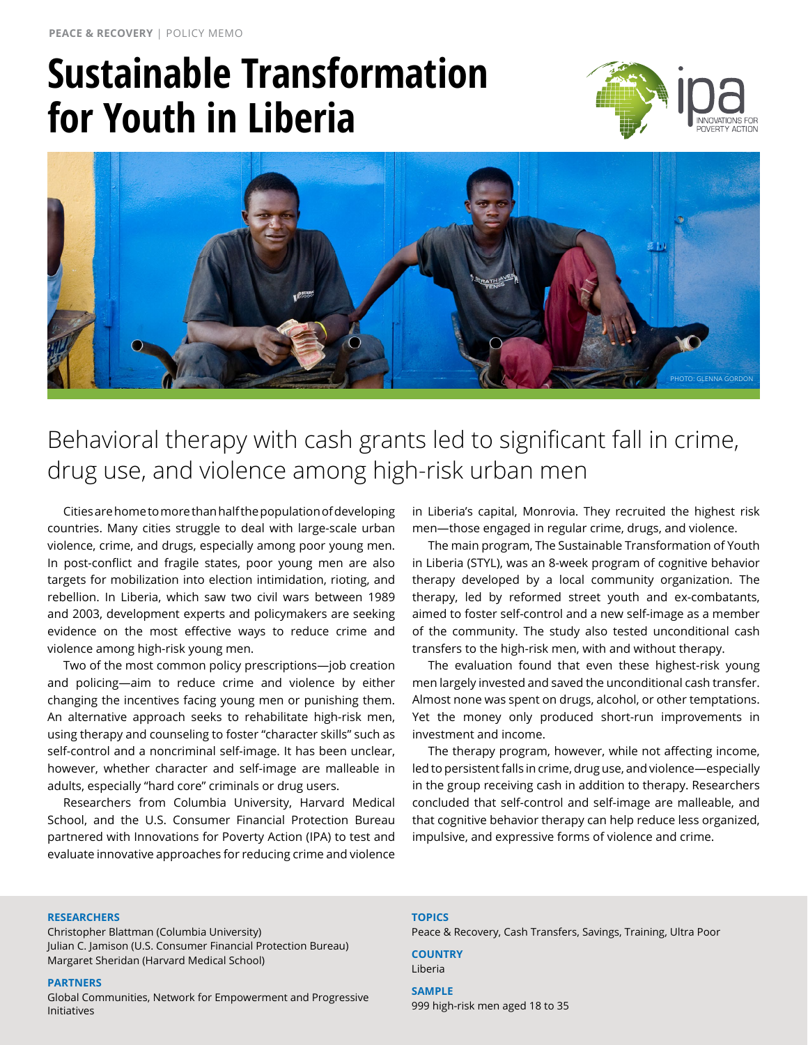PEACE & RECOVERY | POLICY MEMO

# Sustainable Transformation for Youth in Liberia

PHOTO: GLENNA GORDON

## Behavioral therapy with cash grants led to significant fall in crime, drug use, and violence among high-risk urban men

Cities are home to more than half the population of developing countries. Many cities struggle to deal with large-scale urban violence, crime, and drugs, especially among poor young men. In post-conflict and fragile states, poor young men are also targets for mobilization into election intimidation, rioting, and rebellion. In Liberia, which saw two civil wars between 1989 and 2003, development experts and policymakers are seeking evidence on the most effective ways to reduce crime and violence among high-risk young men.

Two of the most common policy prescriptions—job creation and policing—aim to reduce crime and violence by either changing the incentives facing young men or punishing them. An alternative approach seeks to rehabilitate high-risk men, using therapy and counseling to foster "character skills" such as self-control and a noncriminal self-image. It has been unclear, however, whether character and self-image are malleable in adults, especially "hard core" criminals or drug users.

Researchers from Columbia University, Harvard Medical School, and the U.S. Consumer Financial Protection Bureau partnered with Innovations for Poverty Action (IPA) to test and evaluate innovative approaches for reducing crime and violence in Liberia's capital, Monrovia. They recruited the highest risk men—those engaged in regular crime, drugs, and violence.

The main program, The Sustainable Transformation of Youth in Liberia (STYL), was an 8-week program of cognitive behavior therapy developed by a local community organization. The therapy, led by reformed street youth and ex-combatants, aimed to foster self-control and a new self-image as a member of the community. The study also tested unconditional cash transfers to the high-risk men, with and without therapy.

The evaluation found that even these highest-risk young men largely invested and saved the unconditional cash transfer. Almost none was spent on drugs, alcohol, or other temptations. Yet the money only produced short-run improvements in investment and income.

The therapy program, however, while not affecting income, led to persistent falls in crime, drug use, and violence—especially in the group receiving cash in addition to therapy. Researchers concluded that self-control and self-image are malleable, and that cognitive behavior therapy can help reduce less organized, impulsive, and expressive forms of violence and crime.

**RESEARCHERS**
Christopher Blattman (Columbia University)
Julian C. Jamison (U.S. Consumer Financial Protection Bureau)
Margaret Sheridan (Harvard Medical School)

**PARTNERS**
Global Communities, Network for Empowerment and Progressive Initiatives

**TOPICS**
Peace & Recovery, Cash Transfers, Savings, Training, Ultra Poor

**COUNTRY**
Liberia

**SAMPLE**
999 high-risk men aged 18 to 35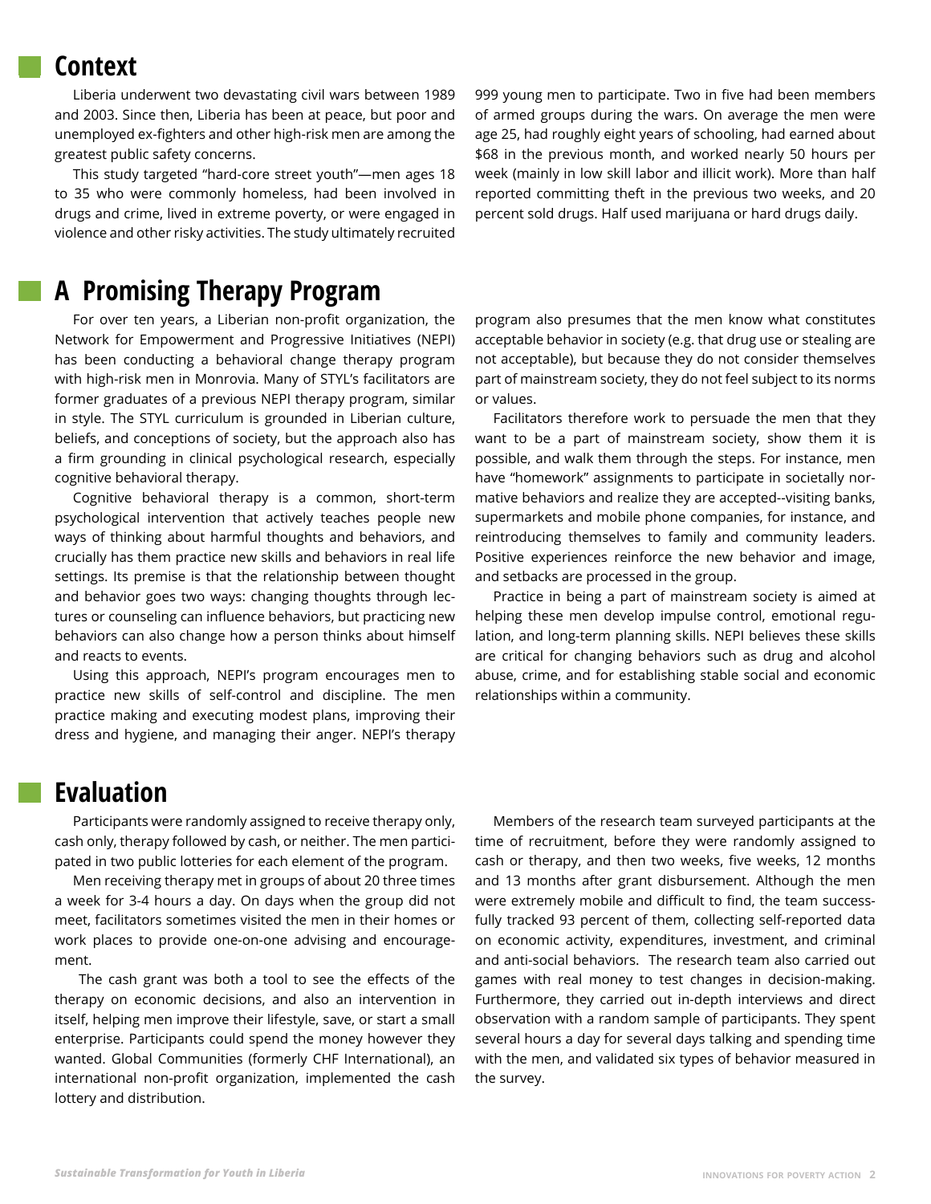## Context

Liberia underwent two devastating civil wars between 1989 and 2003. Since then, Liberia has been at peace, but poor and unemployed ex-fighters and other high-risk men are among the greatest public safety concerns.

This study targeted "hard-core street youth"—men ages 18 to 35 who were commonly homeless, had been involved in drugs and crime, lived in extreme poverty, or were engaged in violence and other risky activities. The study ultimately recruited 999 young men to participate. Two in five had been members of armed groups during the wars. On average the men were age 25, had roughly eight years of schooling, had earned about $68 in the previous month, and worked nearly 50 hours per week (mainly in low skill labor and illicit work). More than half reported committing theft in the previous two weeks, and 20 percent sold drugs. Half used marijuana or hard drugs daily.

## A Promising Therapy Program

For over ten years, a Liberian non-profit organization, the Network for Empowerment and Progressive Initiatives (NEPI) has been conducting a behavioral change therapy program with high-risk men in Monrovia. Many of STYL's facilitators are former graduates of a previous NEPI therapy program, similar in style. The STYL curriculum is grounded in Liberian culture, beliefs, and conceptions of society, but the approach also has a firm grounding in clinical psychological research, especially cognitive behavioral therapy.

Cognitive behavioral therapy is a common, short-term psychological intervention that actively teaches people new ways of thinking about harmful thoughts and behaviors, and crucially has them practice new skills and behaviors in real life settings. Its premise is that the relationship between thought and behavior goes two ways: changing thoughts through lectures or counseling can influence behaviors, but practicing new behaviors can also change how a person thinks about himself and reacts to events.

Using this approach, NEPI's program encourages men to practice new skills of self-control and discipline. The men practice making and executing modest plans, improving their dress and hygiene, and managing their anger. NEPI's therapy program also presumes that the men know what constitutes acceptable behavior in society (e.g. that drug use or stealing are not acceptable), but because they do not consider themselves part of mainstream society, they do not feel subject to its norms or values.

Facilitators therefore work to persuade the men that they want to be a part of mainstream society, show them it is possible, and walk them through the steps. For instance, men have "homework" assignments to participate in societally normative behaviors and realize they are accepted--visiting banks, supermarkets and mobile phone companies, for instance, and reintroducing themselves to family and community leaders. Positive experiences reinforce the new behavior and image, and setbacks are processed in the group.

Practice in being a part of mainstream society is aimed at helping these men develop impulse control, emotional regulation, and long-term planning skills. NEPI believes these skills are critical for changing behaviors such as drug and alcohol abuse, crime, and for establishing stable social and economic relationships within a community.

## Evaluation

Participants were randomly assigned to receive therapy only, cash only, therapy followed by cash, or neither. The men participated in two public lotteries for each element of the program.

Men receiving therapy met in groups of about 20 three times a week for 3-4 hours a day. On days when the group did not meet, facilitators sometimes visited the men in their homes or work places to provide one-on-one advising and encouragement.

The cash grant was both a tool to see the effects of the therapy on economic decisions, and also an intervention in itself, helping men improve their lifestyle, save, or start a small enterprise. Participants could spend the money however they wanted. Global Communities (formerly CHF International), an international non-profit organization, implemented the cash lottery and distribution.

Members of the research team surveyed participants at the time of recruitment, before they were randomly assigned to cash or therapy, and then two weeks, five weeks, 12 months and 13 months after grant disbursement. Although the men were extremely mobile and difficult to find, the team successfully tracked 93 percent of them, collecting self-reported data on economic activity, expenditures, investment, and criminal and anti-social behaviors. The research team also carried out games with real money to test changes in decision-making. Furthermore, they carried out in-depth interviews and direct observation with a random sample of participants. They spent several hours a day for several days talking and spending time with the men, and validated six types of behavior measured in the survey.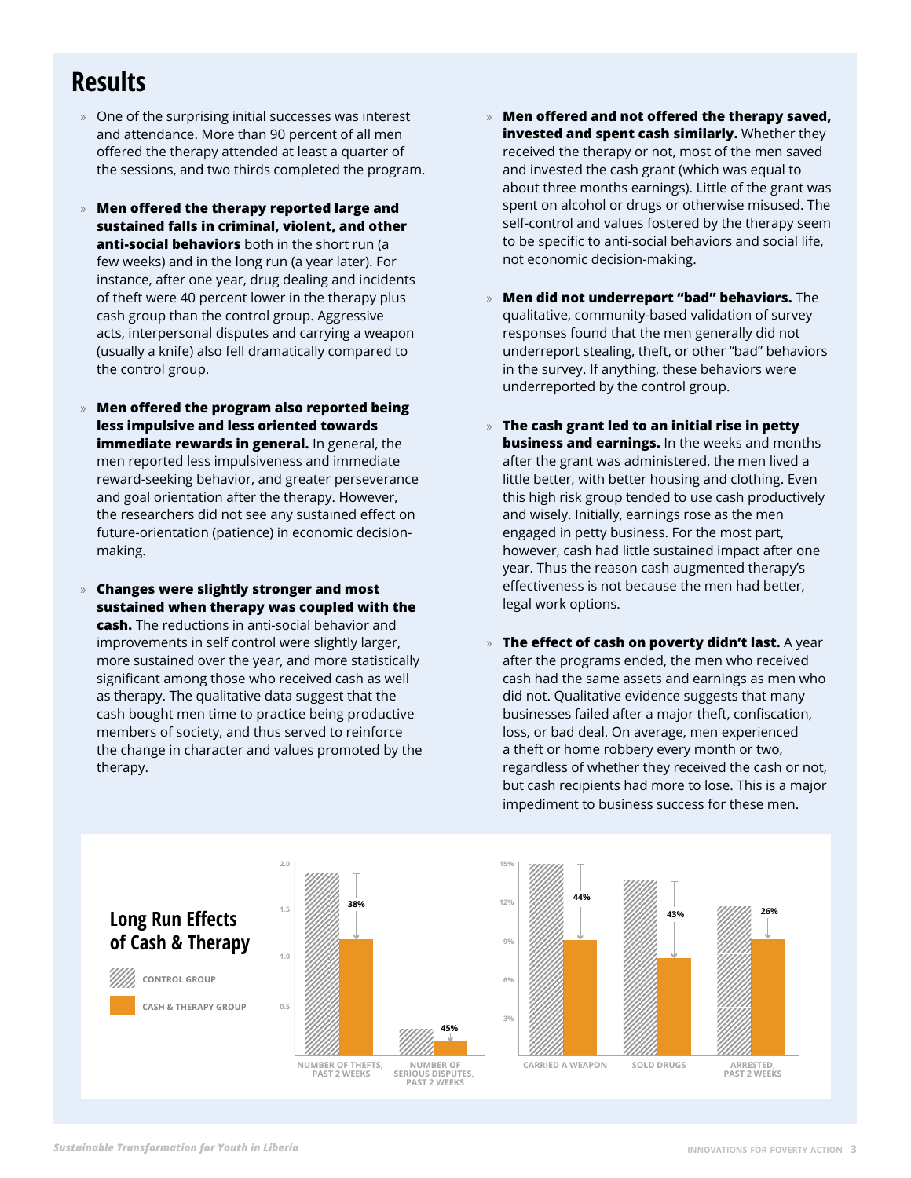# Results

- One of the surprising initial successes was interest and attendance. More than 90 percent of all men offered the therapy attended at least a quarter of the sessions, and two thirds completed the program.

- **Men offered the therapy reported large and sustained falls in criminal, violent, and other anti-social behaviors** both in the short run (a few weeks) and in the long run (a year later). For instance, after one year, drug dealing and incidents of theft were 40 percent lower in the therapy plus cash group than the control group. Aggressive acts, interpersonal disputes and carrying a weapon (usually a knife) also fell dramatically compared to the control group.

- **Men offered the program also reported being less impulsive and less oriented towards immediate rewards in general.** In general, the men reported less impulsiveness and immediate reward-seeking behavior, and greater perseverance and goal orientation after the therapy. However, the researchers did not see any sustained effect on future-orientation (patience) in economic decision-making.

- **Changes were slightly stronger and most sustained when therapy was coupled with the cash.** The reductions in anti-social behavior and improvements in self control were slightly larger, more sustained over the year, and more statistically significant among those who received cash as well as therapy. The qualitative data suggest that the cash bought men time to practice being productive members of society, and thus served to reinforce the change in character and values promoted by the therapy.

- **Men offered and not offered the therapy saved, invested and spent cash similarly.** Whether they received the therapy or not, most of the men saved and invested the cash grant (which was equal to about three months earnings). Little of the grant was spent on alcohol or drugs or otherwise misused. The self-control and values fostered by the therapy seem to be specific to anti-social behaviors and social life, not economic decision-making.

- **Men did not underreport "bad" behaviors.** The qualitative, community-based validation of survey responses found that the men generally did not underreport stealing, theft, or other "bad" behaviors in the survey. If anything, these behaviors were underreported by the control group.

- **The cash grant led to an initial rise in petty business and earnings.** In the weeks and months after the grant was administered, the men lived a little better, with better housing and clothing. Even this high risk group tended to use cash productively and wisely. Initially, earnings rose as the men engaged in petty business. For the most part, however, cash had little sustained impact after one year. Thus the reason cash augmented therapy's effectiveness is not because the men had better, legal work options.

- **The effect of cash on poverty didn't last.** A year after the programs ended, the men who received cash had the same assets and earnings as men who did not. Qualitative evidence suggests that many businesses failed after a major theft, confiscation, loss, or bad deal. On average, men experienced a theft or home robbery every month or two, regardless of whether they received the cash or not, but cash recipients had more to lose. This is a major impediment to business success for these men.

## Long Run Effects of Cash & Therapy

CONTROL GROUP

CASH & THERAPY GROUP

| Outcome | Reduction (Cash & Therapy vs. Control) |
|---|---|
| Number of thefts, past 2 weeks | 38% |
| Number of serious disputes, past 2 weeks | 45% |
| Carried a weapon | 44% |
| Sold drugs | 43% |
| Arrested, past 2 weeks | 26% |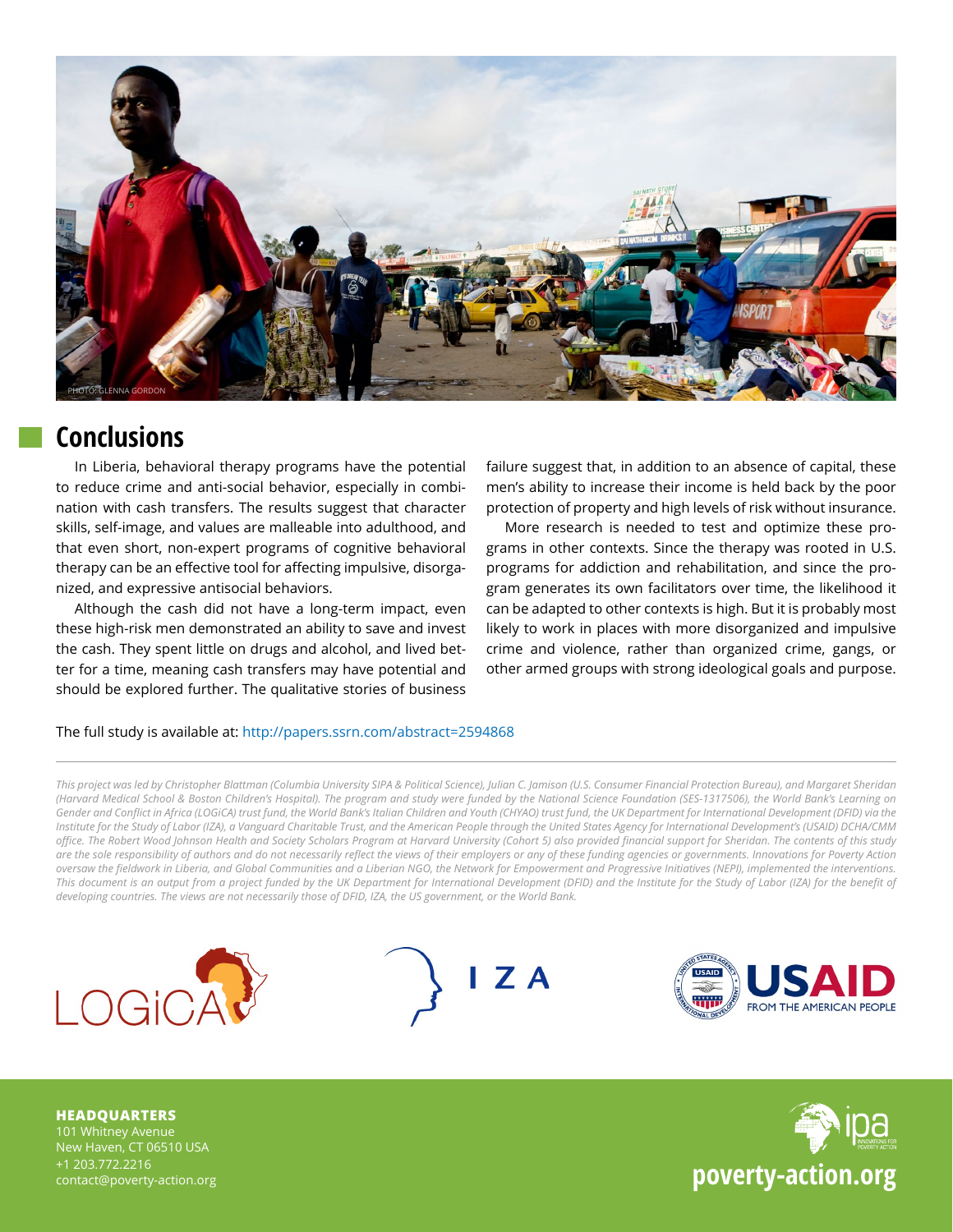PHOTO: GLENNA GORDON

## Conclusions

In Liberia, behavioral therapy programs have the potential to reduce crime and anti-social behavior, especially in combination with cash transfers. The results suggest that character skills, self-image, and values are malleable into adulthood, and that even short, non-expert programs of cognitive behavioral therapy can be an effective tool for affecting impulsive, disorganized, and expressive antisocial behaviors.

Although the cash did not have a long-term impact, even these high-risk men demonstrated an ability to save and invest the cash. They spent little on drugs and alcohol, and lived better for a time, meaning cash transfers may have potential and should be explored further. The qualitative stories of business failure suggest that, in addition to an absence of capital, these men's ability to increase their income is held back by the poor protection of property and high levels of risk without insurance.

More research is needed to test and optimize these programs in other contexts. Since the therapy was rooted in U.S. programs for addiction and rehabilitation, and since the program generates its own facilitators over time, the likelihood it can be adapted to other contexts is high. But it is probably most likely to work in places with more disorganized and impulsive crime and violence, rather than organized crime, gangs, or other armed groups with strong ideological goals and purpose.

The full study is available at: http://papers.ssrn.com/abstract=2594868

---

*This project was led by Christopher Blattman (Columbia University SIPA & Political Science), Julian C. Jamison (U.S. Consumer Financial Protection Bureau), and Margaret Sheridan (Harvard Medical School & Boston Children's Hospital). The program and study were funded by the National Science Foundation (SES-1317506), the World Bank's Learning on Gender and Conflict in Africa (LOGiCA) trust fund, the World Bank's Italian Children and Youth (CHYAO) trust fund, the UK Department for International Development (DFID) via the Institute for the Study of Labor (IZA), a Vanguard Charitable Trust, and the American People through the United States Agency for International Development's (USAID) DCHA/CMM office. The Robert Wood Johnson Health and Society Scholars Program at Harvard University (Cohort 5) also provided financial support for Sheridan. The contents of this study are the sole responsibility of authors and do not necessarily reflect the views of their employers or any of these funding agencies or governments. Innovations for Poverty Action oversaw the fieldwork in Liberia, and Global Communities and a Liberian NGO, the Network for Empowerment and Progressive Initiatives (NEPI), implemented the interventions. This document is an output from a project funded by the UK Department for International Development (DFID) and the Institute for the Study of Labor (IZA) for the benefit of developing countries. The views are not necessarily those of DFID, IZA, the US government, or the World Bank.*

LOGiCA

IZA

USAID FROM THE AMERICAN PEOPLE

**HEADQUARTERS**
101 Whitney Avenue
New Haven, CT 06510 USA
+1 203.772.2216
contact@poverty-action.org

ipa INNOVATIONS FOR POVERTY ACTION

**poverty-action.org**